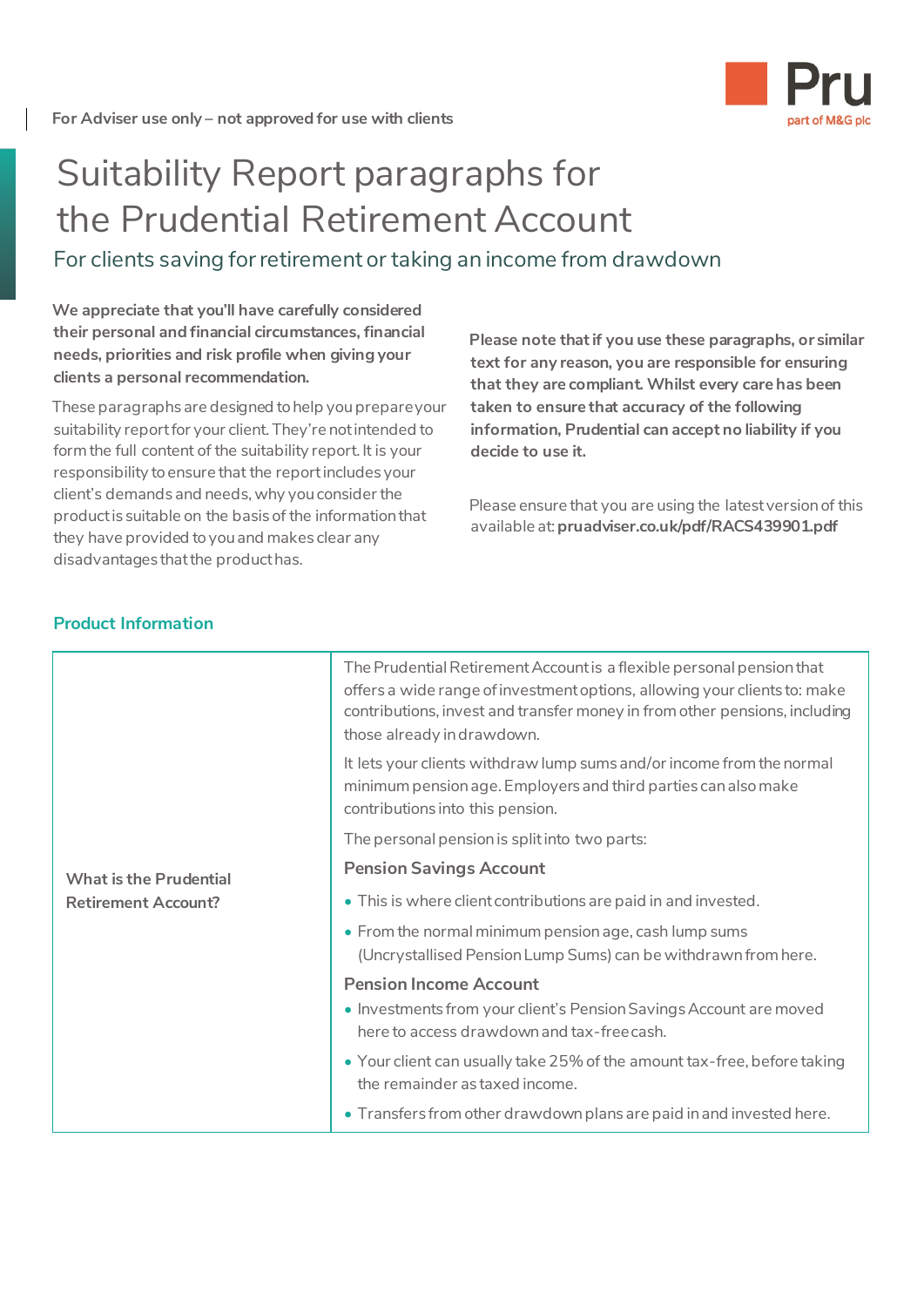For Adviser use only – not approved for use with clients

# Suitability Report paragraphs for the Prudential Retirement Account

## For clients saving for retirement or taking an income from drawdown

**We appreciate that you'll have carefully considered their personal and financial circumstances, financial needs, priorities and risk profile when giving your clients a personal recommendation.**

These paragraphs are designed to help you prepare your suitability report for your client. They're not intended to form the full content of the suitability report. It is your responsibility to ensure that the report includes your client's demands and needs, why you consider the product is suitable on the basis of the information that they have provided to you and makes clear any disadvantages that the product has.

**Please note that if you use these paragraphs, or similar text for any reason, you are responsible for ensuring that they are compliant. Whilst every care has been taken to ensure that accuracy of the following information, Prudential can accept no liability if you decide to use it.**

Please ensure that you are using the latest version of this available at: **pruadviser.co.uk/pdf/RACS439901.pdf**

### Product Information

| | |
|---|---|
| What is the Prudential Retirement Account? | The Prudential Retirement Account is a flexible personal pension that offers a wide range of investment options, allowing your clients to: make contributions, invest and transfer money in from other pensions, including those already in drawdown.<br><br>It lets your clients withdraw lump sums and/or income from the normal minimum pension age. Employers and third parties can also make contributions into this pension.<br><br>The personal pension is split into two parts:<br><br>**Pension Savings Account**<br>• This is where client contributions are paid in and invested.<br>• From the normal minimum pension age, cash lump sums (Uncrystallised Pension Lump Sums) can be withdrawn from here.<br><br>**Pension Income Account**<br>• Investments from your client's Pension Savings Account are moved here to access drawdown and tax-free cash.<br>• Your client can usually take 25% of the amount tax-free, before taking the remainder as taxed income.<br>• Transfers from other drawdown plans are paid in and invested here. |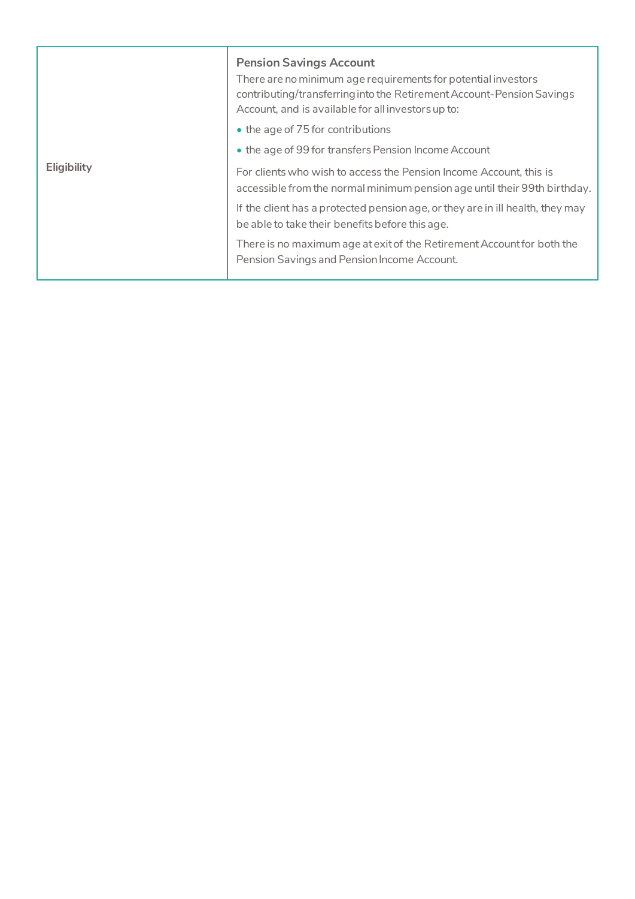| | |
|---|---|
| **Eligibility** | **Pension Savings Account**<br>There are no minimum age requirements for potential investors contributing/transferring into the Retirement Account- Pension Savings Account, and is available for all investors up to:<br>• the age of 75 for contributions<br>• the age of 99 for transfers Pension Income Account<br>For clients who wish to access the Pension Income Account, this is accessible from the normal minimum pension age until their 99th birthday.<br>If the client has a protected pension age, or they are in ill health, they may be able to take their benefits before this age.<br>There is no maximum age at exit of the Retirement Account for both the Pension Savings and Pension Income Account. |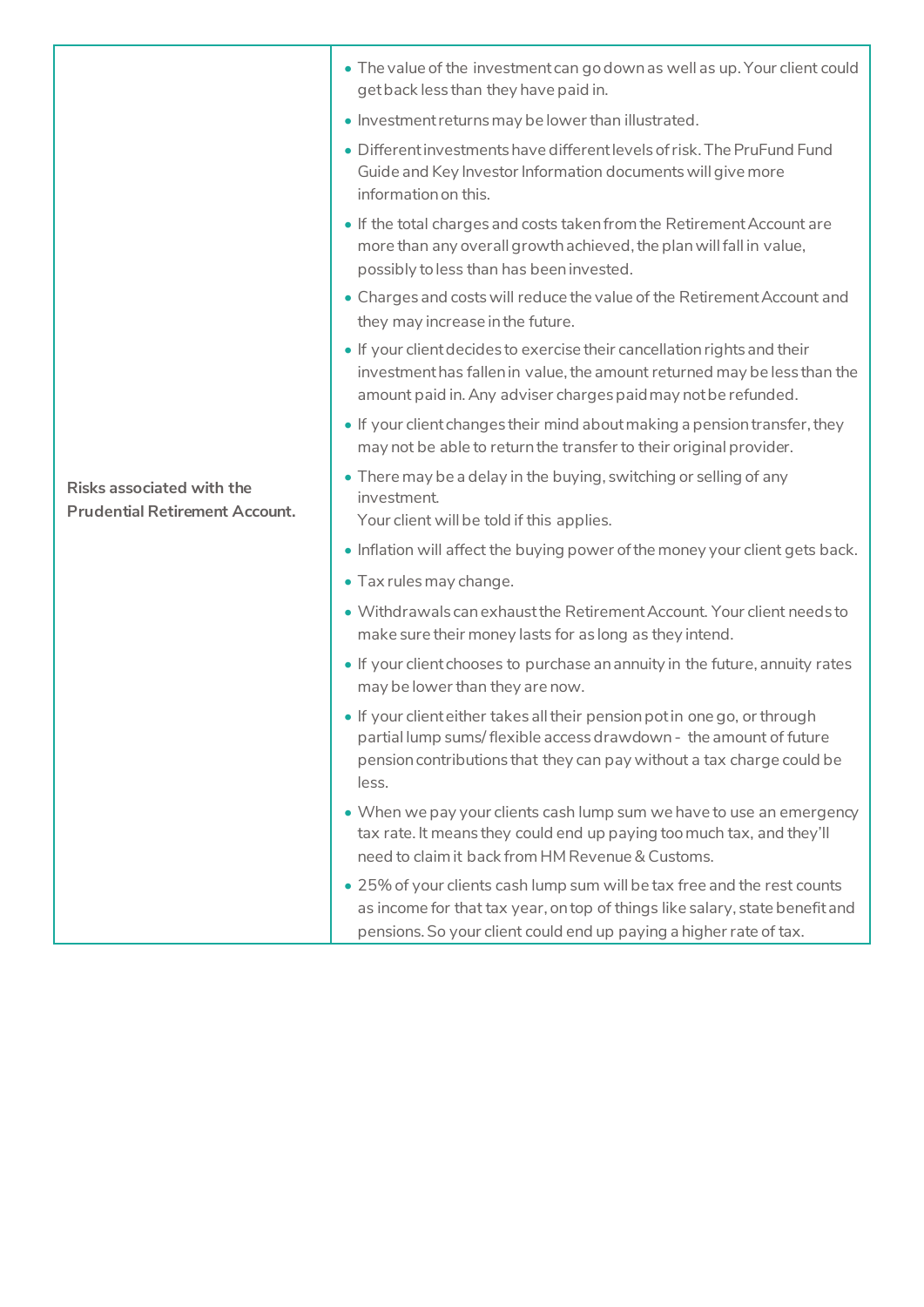| Risks associated with the Prudential Retirement Account. | • The value of the investment can go down as well as up. Your client could get back less than they have paid in.<br>• Investment returns may be lower than illustrated.<br>• Different investments have different levels of risk. The PruFund Fund Guide and Key Investor Information documents will give more information on this.<br>• If the total charges and costs taken from the Retirement Account are more than any overall growth achieved, the plan will fall in value, possibly to less than has been invested.<br>• Charges and costs will reduce the value of the Retirement Account and they may increase in the future.<br>• If your client decides to exercise their cancellation rights and their investment has fallen in value, the amount returned may be less than the amount paid in. Any adviser charges paid may not be refunded.<br>• If your client changes their mind about making a pension transfer, they may not be able to return the transfer to their original provider.<br>• There may be a delay in the buying, switching or selling of any investment.<br>Your client will be told if this applies.<br>• Inflation will affect the buying power of the money your client gets back.<br>• Tax rules may change.<br>• Withdrawals can exhaust the Retirement Account. Your client needs to make sure their money lasts for as long as they intend.<br>• If your client chooses to purchase an annuity in the future, annuity rates may be lower than they are now.<br>• If your client either takes all their pension pot in one go, or through partial lump sums/ flexible access drawdown - the amount of future pension contributions that they can pay without a tax charge could be less.<br>• When we pay your clients cash lump sum we have to use an emergency tax rate. It means they could end up paying too much tax, and they'll need to claim it back from HM Revenue & Customs.<br>• 25% of your clients cash lump sum will be tax free and the rest counts as income for that tax year, on top of things like salary, state benefit and pensions. So your client could end up paying a higher rate of tax. |
|---|---|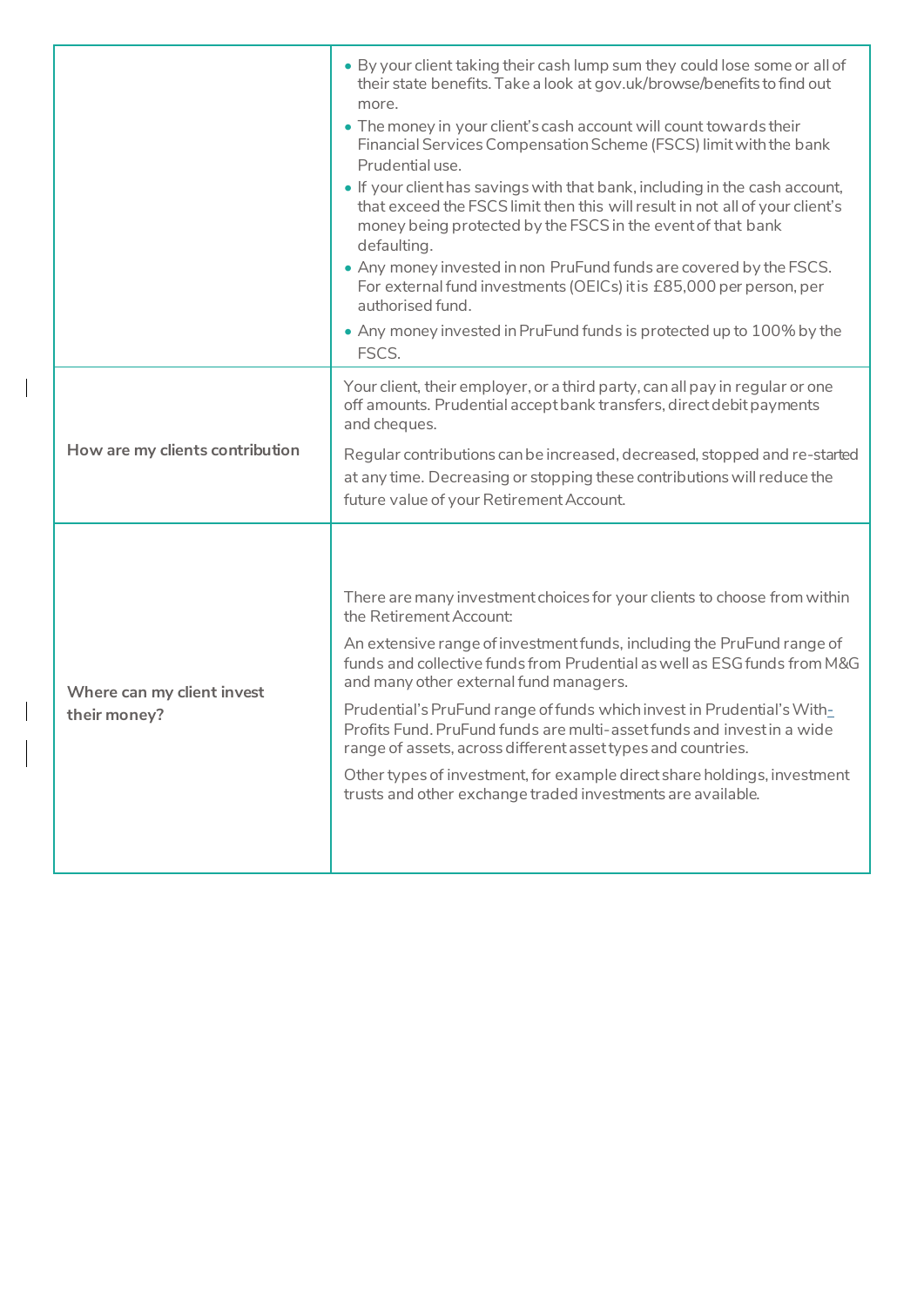| | |
|---|---|
| | • By your client taking their cash lump sum they could lose some or all of their state benefits. Take a look at gov.uk/browse/benefits to find out more.<br>• The money in your client's cash account will count towards their Financial Services Compensation Scheme (FSCS) limit with the bank Prudential use.<br>• If your client has savings with that bank, including in the cash account, that exceed the FSCS limit then this will result in not all of your client's money being protected by the FSCS in the event of that bank defaulting.<br>• Any money invested in non PruFund funds are covered by the FSCS. For external fund investments (OEICs) it is £85,000 per person, per authorised fund.<br>• Any money invested in PruFund funds is protected up to 100% by the FSCS. |
| **How are my clients contribution** | Your client, their employer, or a third party, can all pay in regular or one off amounts. Prudential accept bank transfers, direct debit payments and cheques.<br><br>Regular contributions can be increased, decreased, stopped and re-started at any time. Decreasing or stopping these contributions will reduce the future value of your Retirement Account. |
| **Where can my client invest their money?** | There are many investment choices for your clients to choose from within the Retirement Account:<br><br>An extensive range of investment funds, including the PruFund range of funds and collective funds from Prudential as well as ESG funds from M&G and many other external fund managers.<br><br>Prudential's PruFund range of funds which invest in Prudential's With-Profits Fund. PruFund funds are multi-asset funds and invest in a wide range of assets, across different asset types and countries.<br><br>Other types of investment, for example direct share holdings, investment trusts and other exchange traded investments are available. |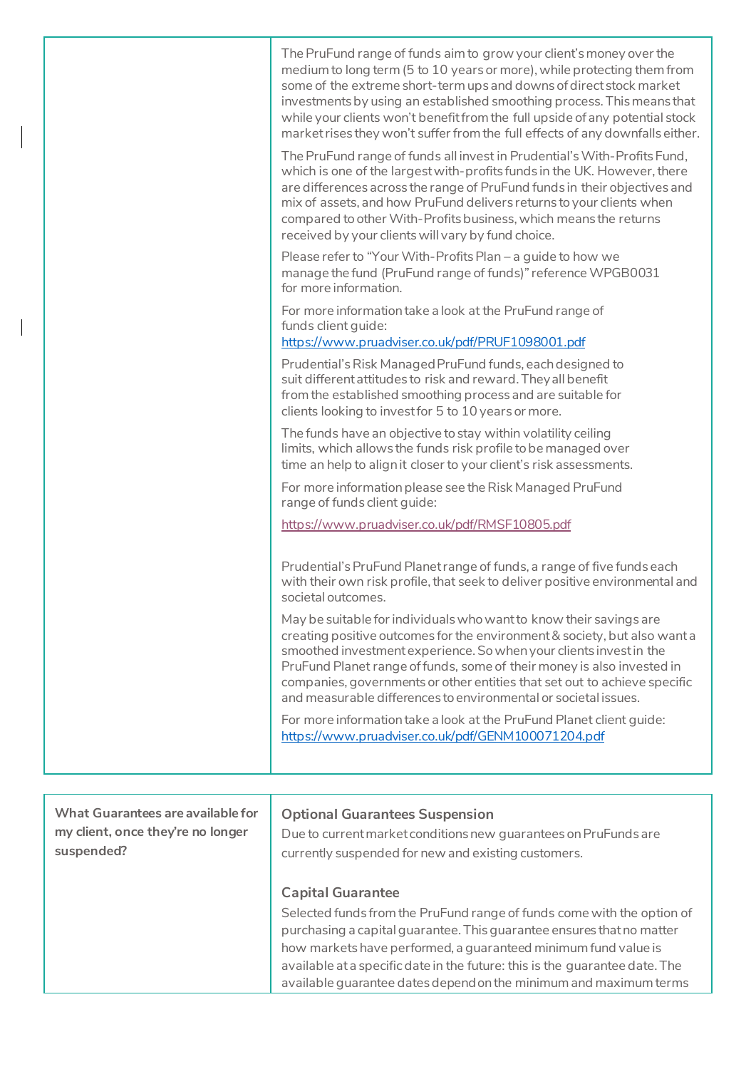| | |
|---|---|
| | The PruFund range of funds aim to grow your client's money over the medium to long term (5 to 10 years or more), while protecting them from some of the extreme short-term ups and downs of direct stock market investments by using an established smoothing process. This means that while your clients won't benefit from the full upside of any potential stock market rises they won't suffer from the full effects of any downfalls either.<br><br>The PruFund range of funds all invest in Prudential's With-Profits Fund, which is one of the largest with-profits funds in the UK. However, there are differences across the range of PruFund funds in their objectives and mix of assets, and how PruFund delivers returns to your clients when compared to other With-Profits business, which means the returns received by your clients will vary by fund choice.<br><br>Please refer to "Your With-Profits Plan – a guide to how we manage the fund (PruFund range of funds)" reference WPGB0031 for more information.<br><br>For more information take a look at the PruFund range of funds client guide: https://www.pruadviser.co.uk/pdf/PRUF1098001.pdf<br><br>Prudential's Risk Managed PruFund funds, each designed to suit different attitudes to risk and reward. They all benefit from the established smoothing process and are suitable for clients looking to invest for 5 to 10 years or more.<br><br>The funds have an objective to stay within volatility ceiling limits, which allows the funds risk profile to be managed over time an help to align it closer to your client's risk assessments.<br><br>For more information please see the Risk Managed PruFund range of funds client guide:<br><br>https://www.pruadviser.co.uk/pdf/RMSF10805.pdf<br><br>Prudential's PruFund Planet range of funds, a range of five funds each with their own risk profile, that seek to deliver positive environmental and societal outcomes.<br><br>May be suitable for individuals who want to know their savings are creating positive outcomes for the environment & society, but also want a smoothed investment experience. So when your clients invest in the PruFund Planet range of funds, some of their money is also invested in companies, governments or other entities that set out to achieve specific and measurable differences to environmental or societal issues.<br><br>For more information take a look at the PruFund Planet client guide: https://www.pruadviser.co.uk/pdf/GENM100071204.pdf |

| | |
|---|---|
| **What Guarantees are available for my client, once they're no longer suspended?** | **Optional Guarantees Suspension**<br>Due to current market conditions new guarantees on PruFunds are currently suspended for new and existing customers.<br><br>**Capital Guarantee**<br>Selected funds from the PruFund range of funds come with the option of purchasing a capital guarantee. This guarantee ensures that no matter how markets have performed, a guaranteed minimum fund value is available at a specific date in the future: this is the guarantee date. The available guarantee dates depend on the minimum and maximum terms |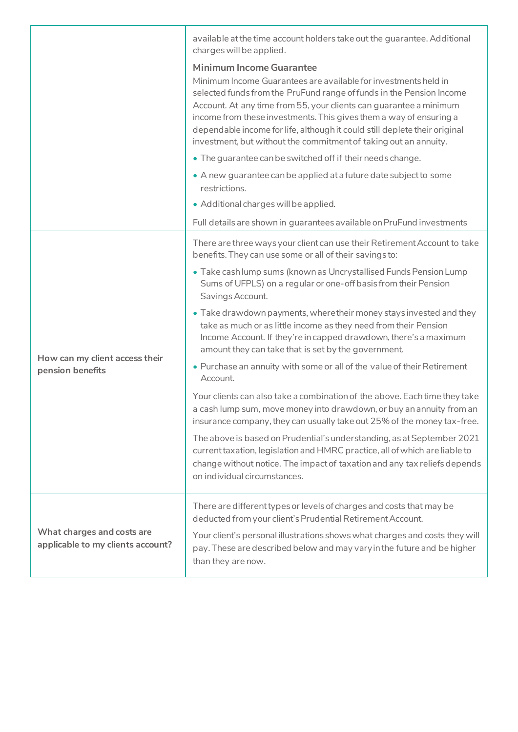| | |
|---|---|
| | available at the time account holders take out the guarantee. Additional charges will be applied.<br><br>**Minimum Income Guarantee**<br>Minimum Income Guarantees are available for investments held in selected funds from the PruFund range of funds in the Pension Income Account. At any time from 55, your clients can guarantee a minimum income from these investments. This gives them a way of ensuring a dependable income for life, although it could still deplete their original investment, but without the commitment of taking out an annuity.<br><br>• The guarantee can be switched off if their needs change.<br>• A new guarantee can be applied at a future date subject to some restrictions.<br>• Additional charges will be applied.<br><br>Full details are shown in guarantees available on PruFund investments |
| **How can my client access their pension benefits** | There are three ways your client can use their Retirement Account to take benefits. They can use some or all of their savings to:<br><br>• Take cash lump sums (known as Uncrystallised Funds Pension Lump Sums of UFPLS) on a regular or one-off basis from their Pension Savings Account.<br>• Take drawdown payments, where their money stays invested and they take as much or as little income as they need from their Pension Income Account. If they're in capped drawdown, there's a maximum amount they can take that is set by the government.<br>• Purchase an annuity with some or all of the value of their Retirement Account.<br><br>Your clients can also take a combination of the above. Each time they take a cash lump sum, move money into drawdown, or buy an annuity from an insurance company, they can usually take out 25% of the money tax-free.<br><br>The above is based on Prudential's understanding, as at September 2021 current taxation, legislation and HMRC practice, all of which are liable to change without notice. The impact of taxation and any tax reliefs depends on individual circumstances. |
| **What charges and costs are applicable to my clients account?** | There are different types or levels of charges and costs that may be deducted from your client's Prudential Retirement Account.<br><br>Your client's personal illustrations shows what charges and costs they will pay. These are described below and may vary in the future and be higher than they are now. |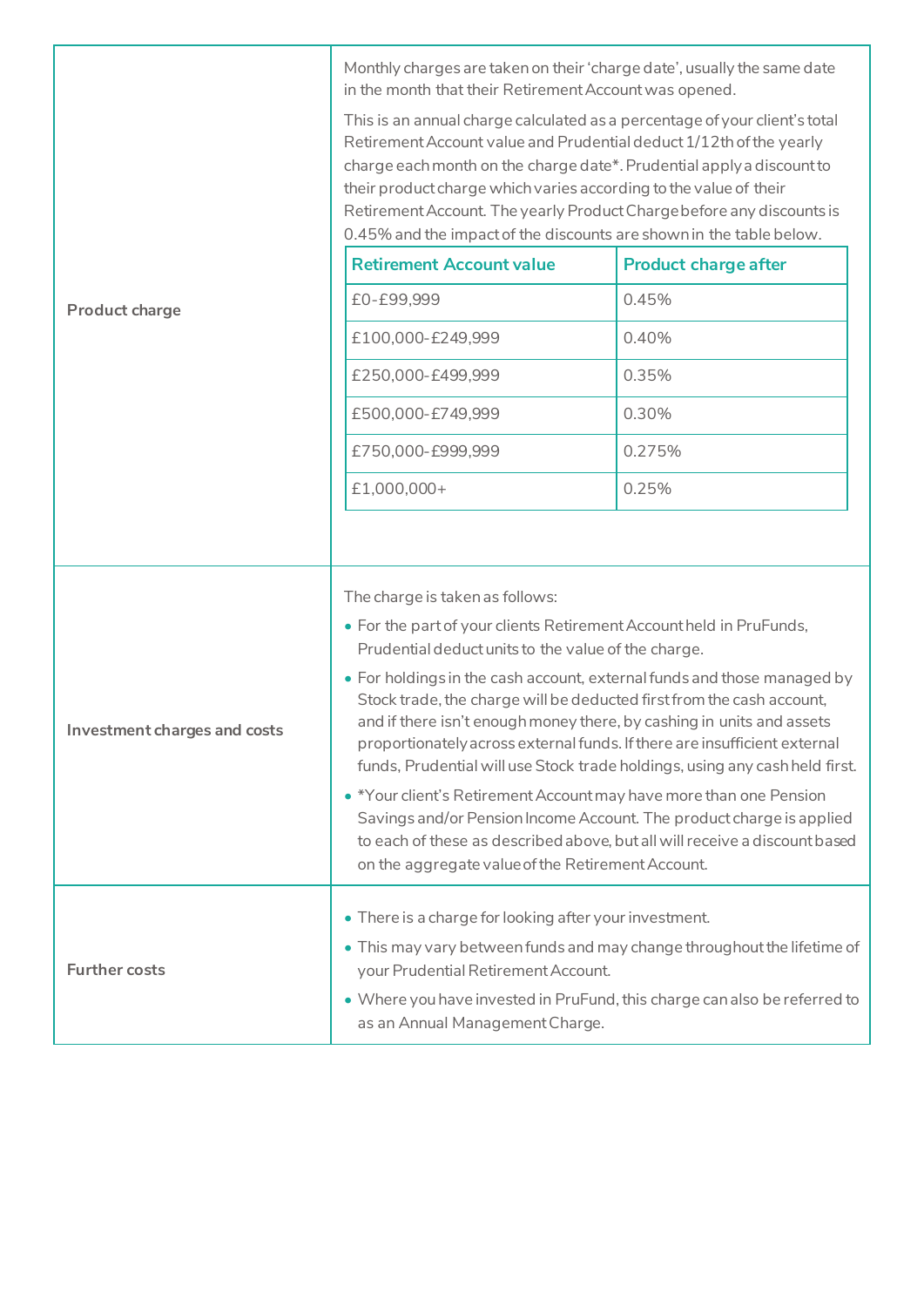| | |
|---|---|
| **Product charge** | Monthly charges are taken on their 'charge date', usually the same date in the month that their Retirement Account was opened.<br><br>This is an annual charge calculated as a percentage of your client's total Retirement Account value and Prudential deduct 1/12th of the yearly charge each month on the charge date*. Prudential apply a discount to their product charge which varies according to the value of their Retirement Account. The yearly Product Charge before any discounts is 0.45% and the impact of the discounts are shown in the table below. |
| **Investment charges and costs** | The charge is taken as follows:<br>• For the part of your clients Retirement Account held in PruFunds, Prudential deduct units to the value of the charge.<br>• For holdings in the cash account, external funds and those managed by Stock trade, the charge will be deducted first from the cash account, and if there isn't enough money there, by cashing in units and assets proportionately across external funds. If there are insufficient external funds, Prudential will use Stock trade holdings, using any cash held first.<br>• *Your client's Retirement Account may have more than one Pension Savings and/or Pension Income Account. The product charge is applied to each of these as described above, but all will receive a discount based on the aggregate value of the Retirement Account. |
| **Further costs** | • There is a charge for looking after your investment.<br>• This may vary between funds and may change throughout the lifetime of your Prudential Retirement Account.<br>• Where you have invested in PruFund, this charge can also be referred to as an Annual Management Charge. |

| Retirement Account value | Product charge after |
|---|---|
| £0-£99,999 | 0.45% |
| £100,000-£249,999 | 0.40% |
| £250,000-£499,999 | 0.35% |
| £500,000-£749,999 | 0.30% |
| £750,000-£999,999 | 0.275% |
| £1,000,000+ | 0.25% |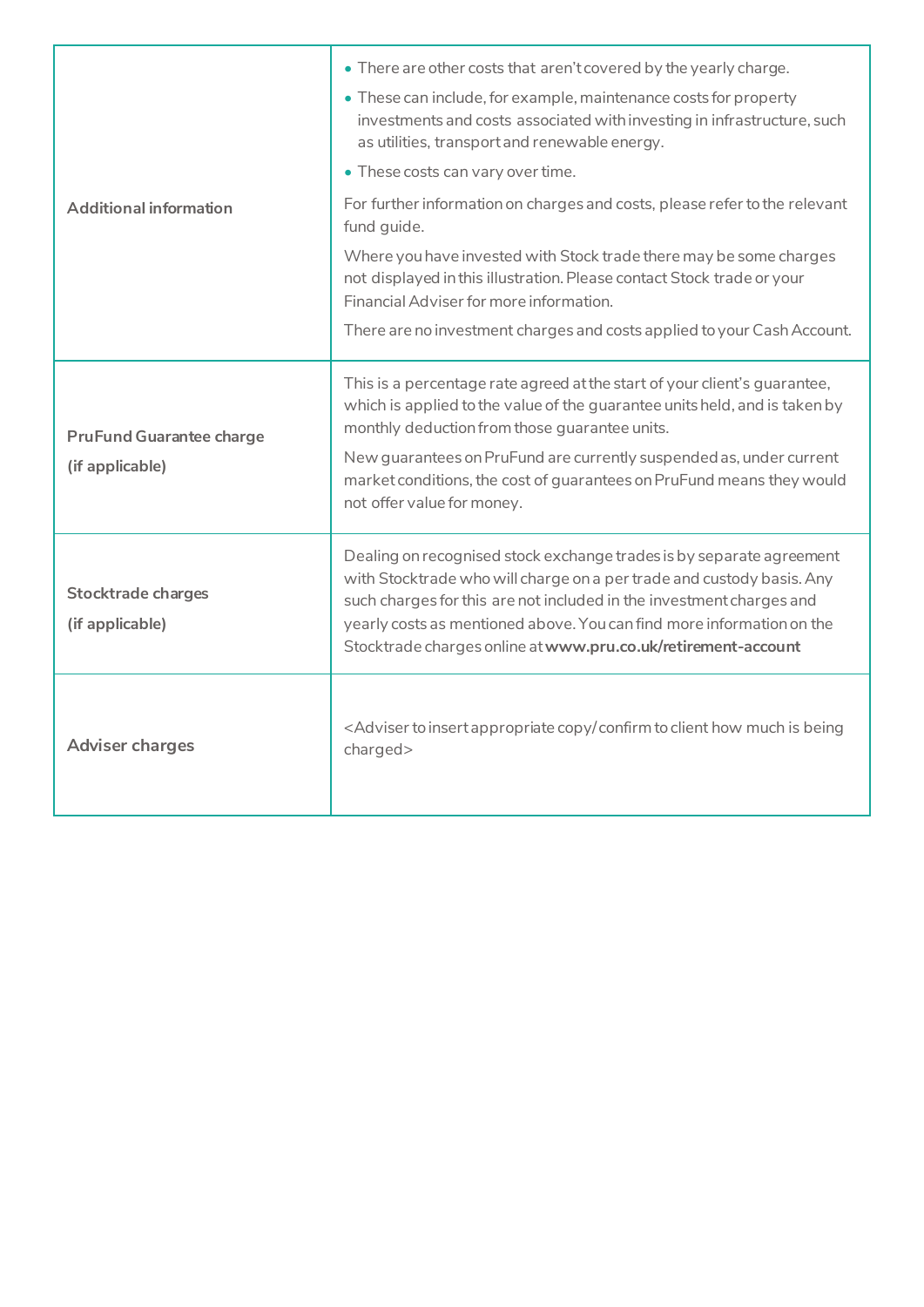| | |
|---|---|
| **Additional information** | • There are other costs that aren't covered by the yearly charge.<br>• These can include, for example, maintenance costs for property investments and costs associated with investing in infrastructure, such as utilities, transport and renewable energy.<br>• These costs can vary over time.<br>For further information on charges and costs, please refer to the relevant fund guide.<br>Where you have invested with Stock trade there may be some charges not displayed in this illustration. Please contact Stock trade or your Financial Adviser for more information.<br>There are no investment charges and costs applied to your Cash Account. |
| **PruFund Guarantee charge (if applicable)** | This is a percentage rate agreed at the start of your client's guarantee, which is applied to the value of the guarantee units held, and is taken by monthly deduction from those guarantee units.<br>New guarantees on PruFund are currently suspended as, under current market conditions, the cost of guarantees on PruFund means they would not offer value for money. |
| **Stocktrade charges (if applicable)** | Dealing on recognised stock exchange trades is by separate agreement with Stocktrade who will charge on a per trade and custody basis. Any such charges for this are not included in the investment charges and yearly costs as mentioned above. You can find more information on the Stocktrade charges online at **www.pru.co.uk/retirement-account** |
| **Adviser charges** | <Adviser to insert appropriate copy/confirm to client how much is being charged> |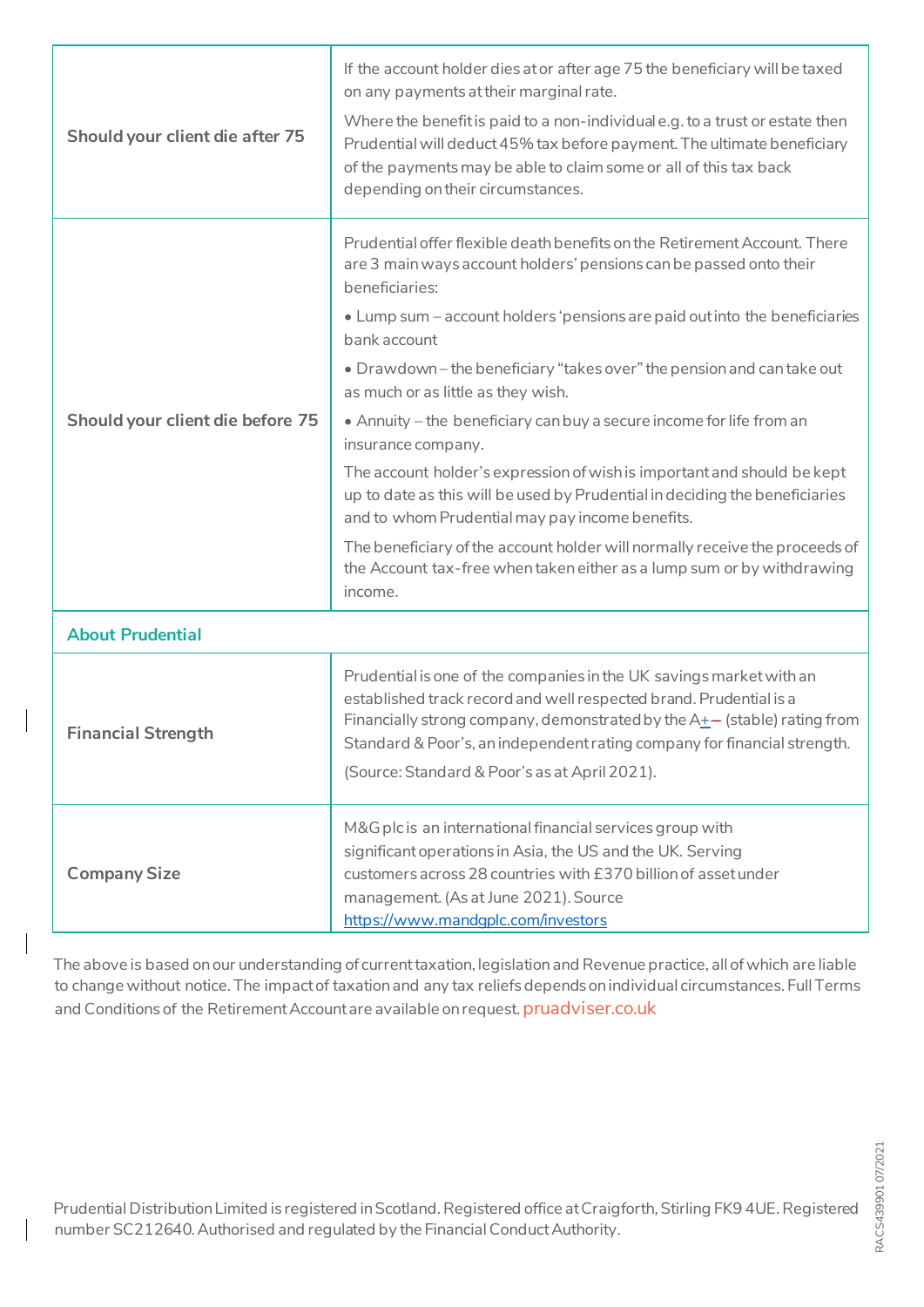| | |
|---|---|
| **Should your client die after 75** | If the account holder dies at or after age 75 the beneficiary will be taxed on any payments at their marginal rate.<br><br>Where the benefit is paid to a non-individual e.g. to a trust or estate then Prudential will deduct 45% tax before payment. The ultimate beneficiary of the payments may be able to claim some or all of this tax back depending on their circumstances. |
| **Should your client die before 75** | Prudential offer flexible death benefits on the Retirement Account. There are 3 main ways account holders' pensions can be passed onto their beneficiaries:<br><br>• Lump sum – account holders 'pensions are paid out into the beneficiaries bank account<br><br>• Drawdown – the beneficiary "takes over" the pension and can take out as much or as little as they wish.<br><br>• Annuity – the beneficiary can buy a secure income for life from an insurance company.<br><br>The account holder's expression of wish is important and should be kept up to date as this will be used by Prudential in deciding the beneficiaries and to whom Prudential may pay income benefits.<br><br>The beneficiary of the account holder will normally receive the proceeds of the Account tax-free when taken either as a lump sum or by withdrawing income. |
| **About Prudential** | |
| **Financial Strength** | Prudential is one of the companies in the UK savings market with an established track record and well respected brand. Prudential is a Financially strong company, demonstrated by the A+– (stable) rating from Standard & Poor's, an independent rating company for financial strength.<br><br>(Source: Standard & Poor's as at April 2021). |
| **Company Size** | M&G plc is an international financial services group with significant operations in Asia, the US and the UK. Serving customers across 28 countries with £370 billion of asset under management. (As at June 2021). Source https://www.mandgplc.com/investors |

The above is based on our understanding of current taxation, legislation and Revenue practice, all of which are liable to change without notice. The impact of taxation and any tax reliefs depends on individual circumstances. Full Terms and Conditions of the Retirement Account are available on request. pruadviser.co.uk

Prudential Distribution Limited is registered in Scotland. Registered office at Craigforth, Stirling FK9 4UE. Registered number SC212640. Authorised and regulated by the Financial Conduct Authority.

RACS43990 1 07/2021